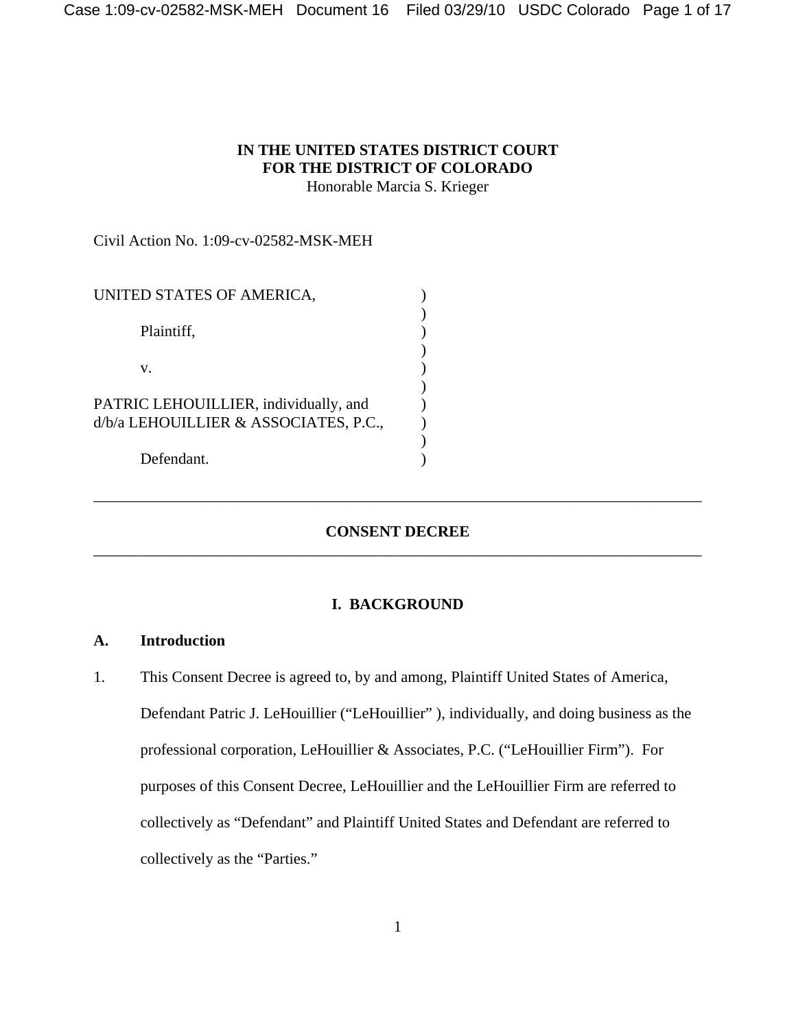**IN THE UNITED STATES DISTRICT COURT**
**FOR THE DISTRICT OF COLORADO**
Honorable Marcia S. Krieger

Civil Action No. 1:09-cv-02582-MSK-MEH

UNITED STATES OF AMERICA,

Plaintiff,

v.

PATRIC LEHOUILLIER, individually, and
d/b/a LEHOUILLIER & ASSOCIATES, P.C.,

Defendant.

---

**CONSENT DECREE**

---

## I. BACKGROUND

### A. Introduction

1. This Consent Decree is agreed to, by and among, Plaintiff United States of America, Defendant Patric J. LeHouillier ("LeHouillier" ), individually, and doing business as the professional corporation, LeHouillier & Associates, P.C. ("LeHouillier Firm"). For purposes of this Consent Decree, LeHouillier and the LeHouillier Firm are referred to collectively as "Defendant" and Plaintiff United States and Defendant are referred to collectively as the "Parties."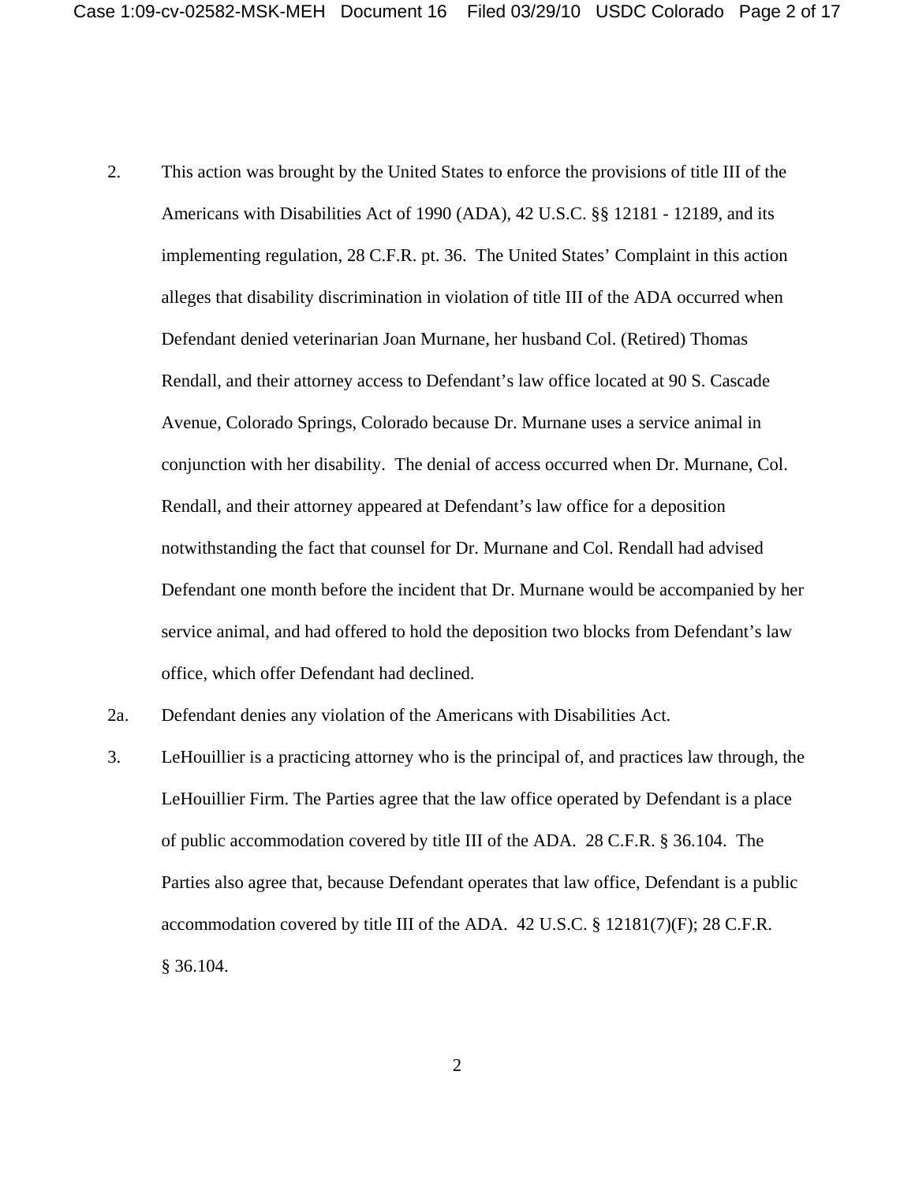2. This action was brought by the United States to enforce the provisions of title III of the Americans with Disabilities Act of 1990 (ADA), 42 U.S.C. §§ 12181 - 12189, and its implementing regulation, 28 C.F.R. pt. 36. The United States' Complaint in this action alleges that disability discrimination in violation of title III of the ADA occurred when Defendant denied veterinarian Joan Murnane, her husband Col. (Retired) Thomas Rendall, and their attorney access to Defendant's law office located at 90 S. Cascade Avenue, Colorado Springs, Colorado because Dr. Murnane uses a service animal in conjunction with her disability. The denial of access occurred when Dr. Murnane, Col. Rendall, and their attorney appeared at Defendant's law office for a deposition notwithstanding the fact that counsel for Dr. Murnane and Col. Rendall had advised Defendant one month before the incident that Dr. Murnane would be accompanied by her service animal, and had offered to hold the deposition two blocks from Defendant's law office, which offer Defendant had declined.

2a. Defendant denies any violation of the Americans with Disabilities Act.

3. LeHouillier is a practicing attorney who is the principal of, and practices law through, the LeHouillier Firm. The Parties agree that the law office operated by Defendant is a place of public accommodation covered by title III of the ADA. 28 C.F.R. § 36.104. The Parties also agree that, because Defendant operates that law office, Defendant is a public accommodation covered by title III of the ADA. 42 U.S.C. § 12181(7)(F); 28 C.F.R. § 36.104.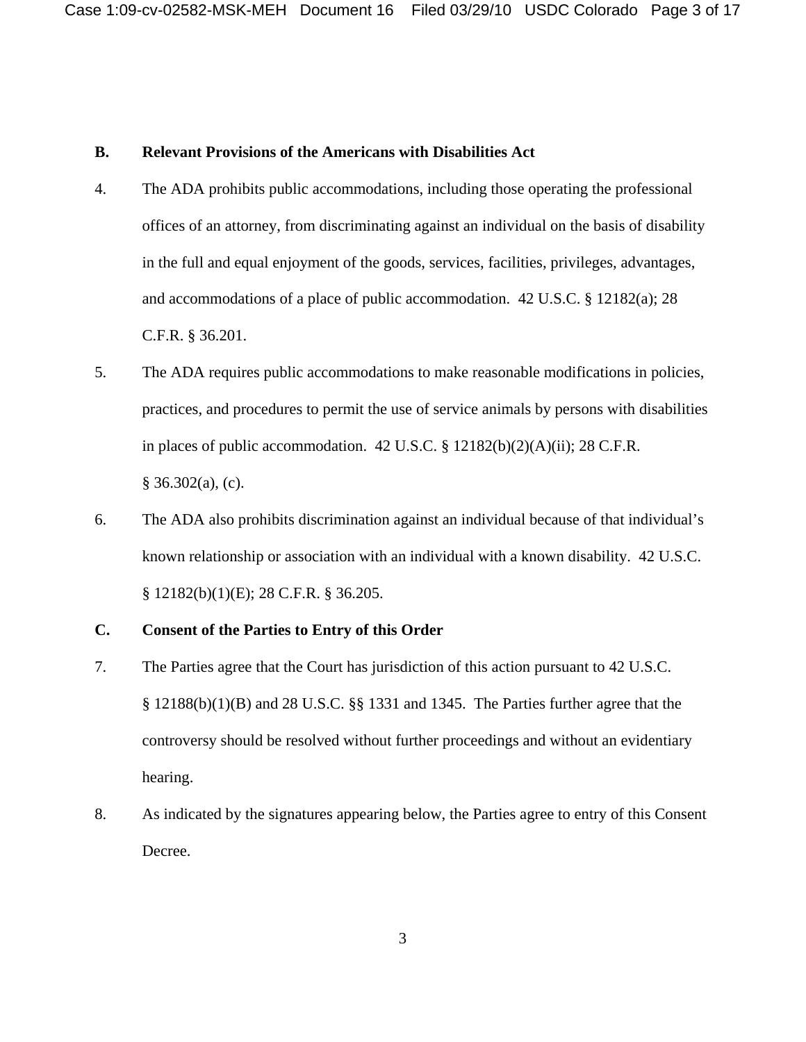**B. Relevant Provisions of the Americans with Disabilities Act**

4. The ADA prohibits public accommodations, including those operating the professional offices of an attorney, from discriminating against an individual on the basis of disability in the full and equal enjoyment of the goods, services, facilities, privileges, advantages, and accommodations of a place of public accommodation. 42 U.S.C. § 12182(a); 28 C.F.R. § 36.201.

5. The ADA requires public accommodations to make reasonable modifications in policies, practices, and procedures to permit the use of service animals by persons with disabilities in places of public accommodation. 42 U.S.C. § 12182(b)(2)(A)(ii); 28 C.F.R. § 36.302(a), (c).

6. The ADA also prohibits discrimination against an individual because of that individual's known relationship or association with an individual with a known disability. 42 U.S.C. § 12182(b)(1)(E); 28 C.F.R. § 36.205.

**C. Consent of the Parties to Entry of this Order**

7. The Parties agree that the Court has jurisdiction of this action pursuant to 42 U.S.C. § 12188(b)(1)(B) and 28 U.S.C. §§ 1331 and 1345. The Parties further agree that the controversy should be resolved without further proceedings and without an evidentiary hearing.

8. As indicated by the signatures appearing below, the Parties agree to entry of this Consent Decree.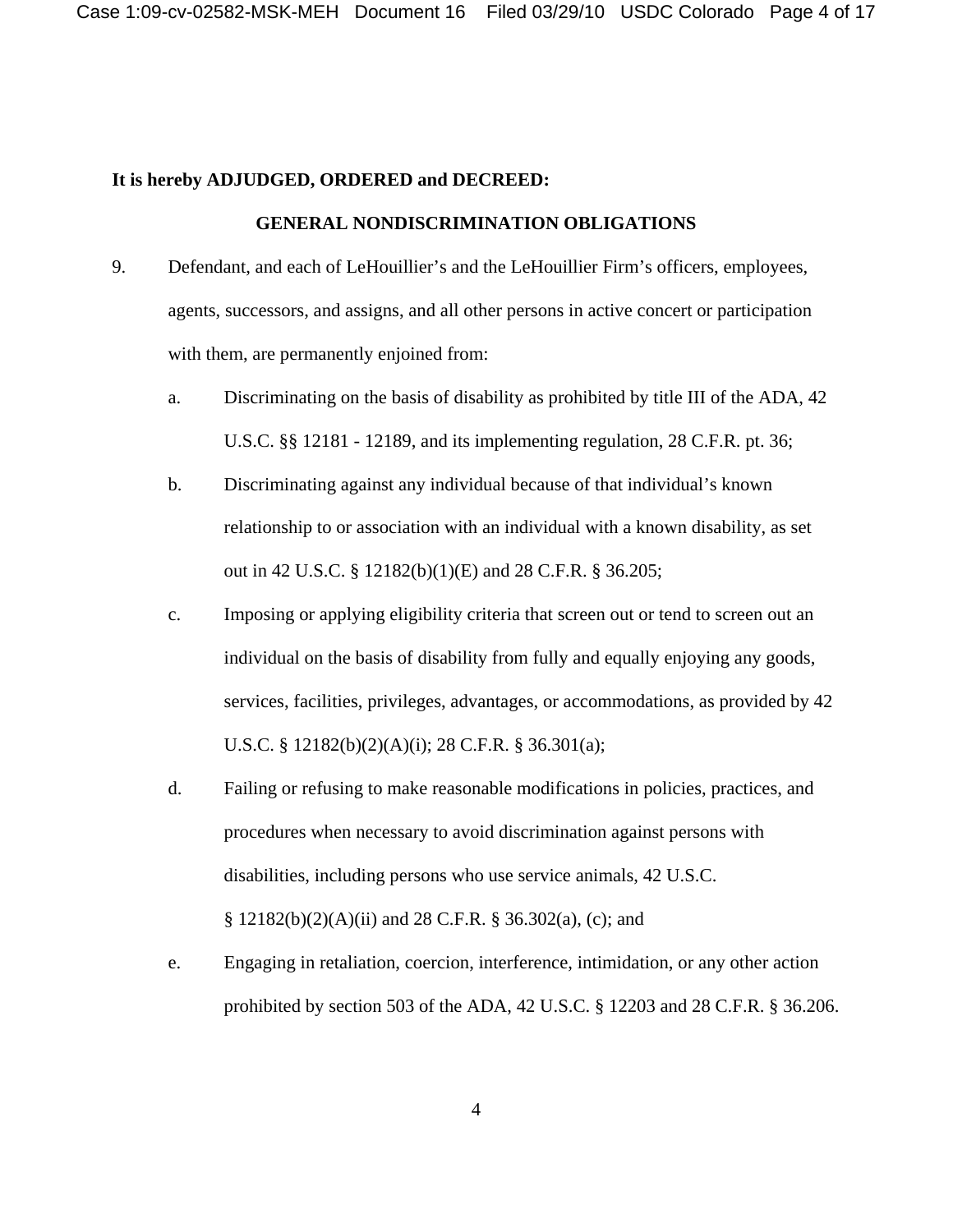**It is hereby ADJUDGED, ORDERED and DECREED:**

## GENERAL NONDISCRIMINATION OBLIGATIONS

9. Defendant, and each of LeHouillier's and the LeHouillier Firm's officers, employees, agents, successors, and assigns, and all other persons in active concert or participation with them, are permanently enjoined from:

   a. Discriminating on the basis of disability as prohibited by title III of the ADA, 42 U.S.C. §§ 12181 - 12189, and its implementing regulation, 28 C.F.R. pt. 36;

   b. Discriminating against any individual because of that individual's known relationship to or association with an individual with a known disability, as set out in 42 U.S.C. § 12182(b)(1)(E) and 28 C.F.R. § 36.205;

   c. Imposing or applying eligibility criteria that screen out or tend to screen out an individual on the basis of disability from fully and equally enjoying any goods, services, facilities, privileges, advantages, or accommodations, as provided by 42 U.S.C. § 12182(b)(2)(A)(i); 28 C.F.R. § 36.301(a);

   d. Failing or refusing to make reasonable modifications in policies, practices, and procedures when necessary to avoid discrimination against persons with disabilities, including persons who use service animals, 42 U.S.C. § 12182(b)(2)(A)(ii) and 28 C.F.R. § 36.302(a), (c); and

   e. Engaging in retaliation, coercion, interference, intimidation, or any other action prohibited by section 503 of the ADA, 42 U.S.C. § 12203 and 28 C.F.R. § 36.206.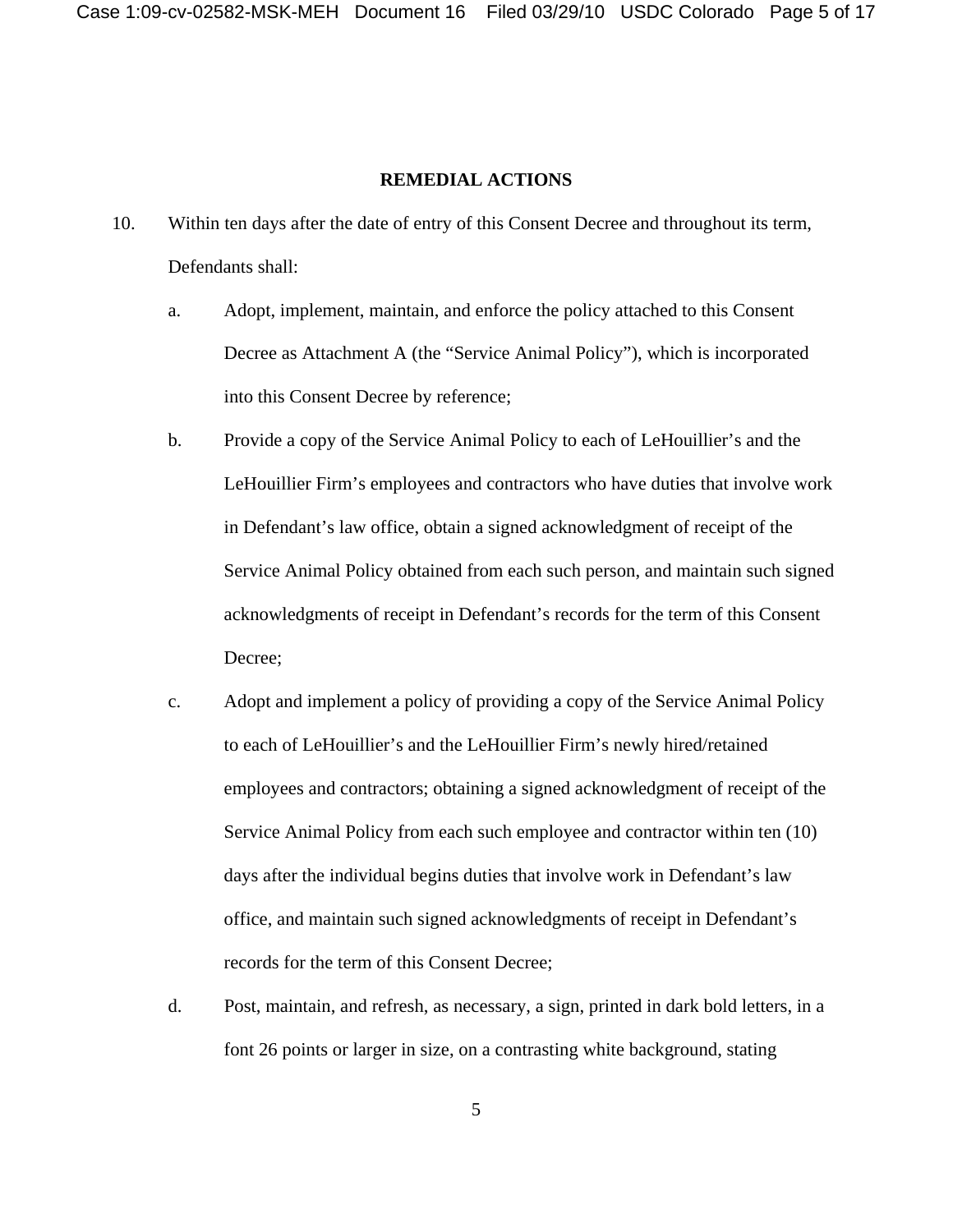## REMEDIAL ACTIONS

10. Within ten days after the date of entry of this Consent Decree and throughout its term, Defendants shall:

    a. Adopt, implement, maintain, and enforce the policy attached to this Consent Decree as Attachment A (the "Service Animal Policy"), which is incorporated into this Consent Decree by reference;

    b. Provide a copy of the Service Animal Policy to each of LeHouillier's and the LeHouillier Firm's employees and contractors who have duties that involve work in Defendant's law office, obtain a signed acknowledgment of receipt of the Service Animal Policy obtained from each such person, and maintain such signed acknowledgments of receipt in Defendant's records for the term of this Consent Decree;

    c. Adopt and implement a policy of providing a copy of the Service Animal Policy to each of LeHouillier's and the LeHouillier Firm's newly hired/retained employees and contractors; obtaining a signed acknowledgment of receipt of the Service Animal Policy from each such employee and contractor within ten (10) days after the individual begins duties that involve work in Defendant's law office, and maintain such signed acknowledgments of receipt in Defendant's records for the term of this Consent Decree;

    d. Post, maintain, and refresh, as necessary, a sign, printed in dark bold letters, in a font 26 points or larger in size, on a contrasting white background, stating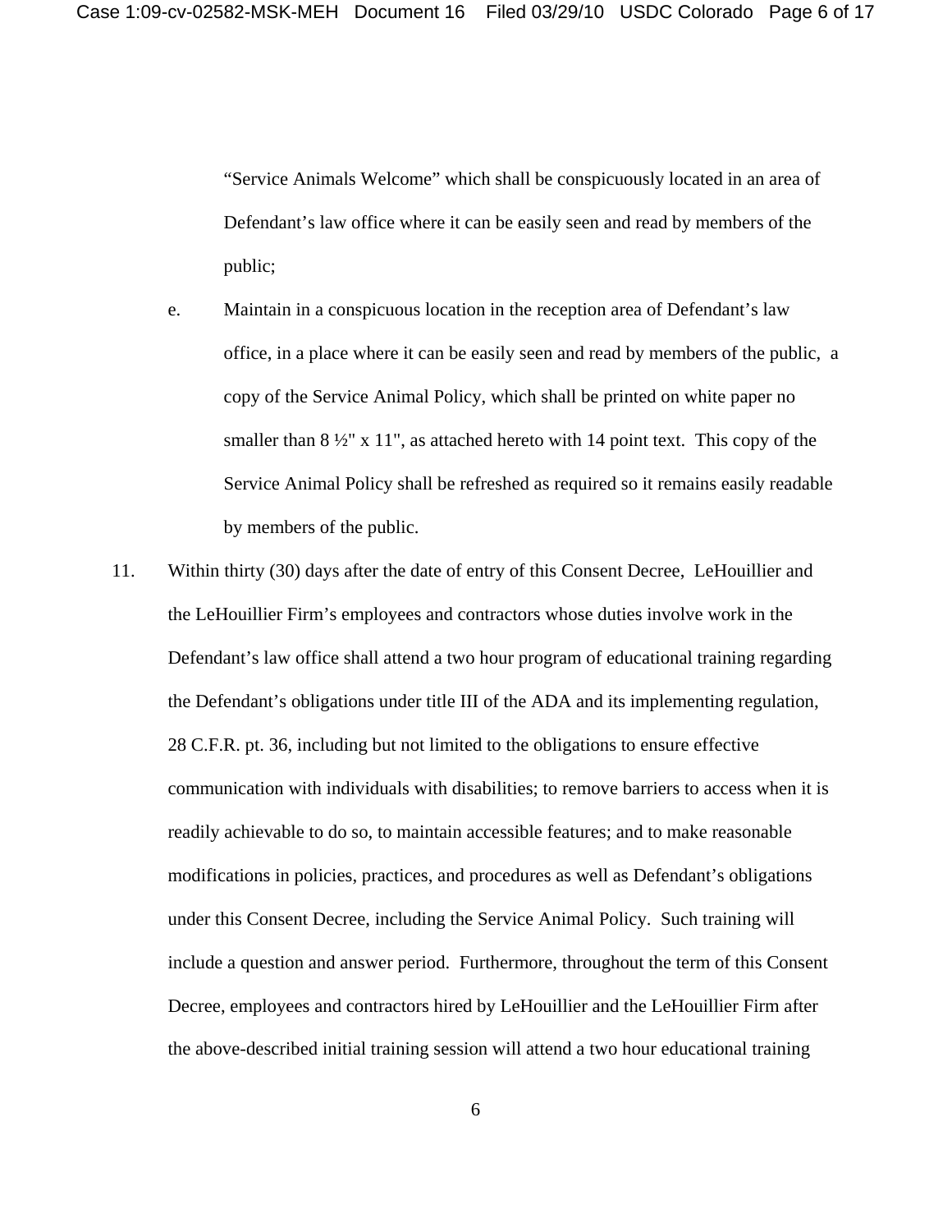"Service Animals Welcome" which shall be conspicuously located in an area of Defendant's law office where it can be easily seen and read by members of the public;

e. Maintain in a conspicuous location in the reception area of Defendant's law office, in a place where it can be easily seen and read by members of the public, a copy of the Service Animal Policy, which shall be printed on white paper no smaller than 8 ½" x 11", as attached hereto with 14 point text. This copy of the Service Animal Policy shall be refreshed as required so it remains easily readable by members of the public.

11. Within thirty (30) days after the date of entry of this Consent Decree, LeHouillier and the LeHouillier Firm's employees and contractors whose duties involve work in the Defendant's law office shall attend a two hour program of educational training regarding the Defendant's obligations under title III of the ADA and its implementing regulation, 28 C.F.R. pt. 36, including but not limited to the obligations to ensure effective communication with individuals with disabilities; to remove barriers to access when it is readily achievable to do so, to maintain accessible features; and to make reasonable modifications in policies, practices, and procedures as well as Defendant's obligations under this Consent Decree, including the Service Animal Policy. Such training will include a question and answer period. Furthermore, throughout the term of this Consent Decree, employees and contractors hired by LeHouillier and the LeHouillier Firm after the above-described initial training session will attend a two hour educational training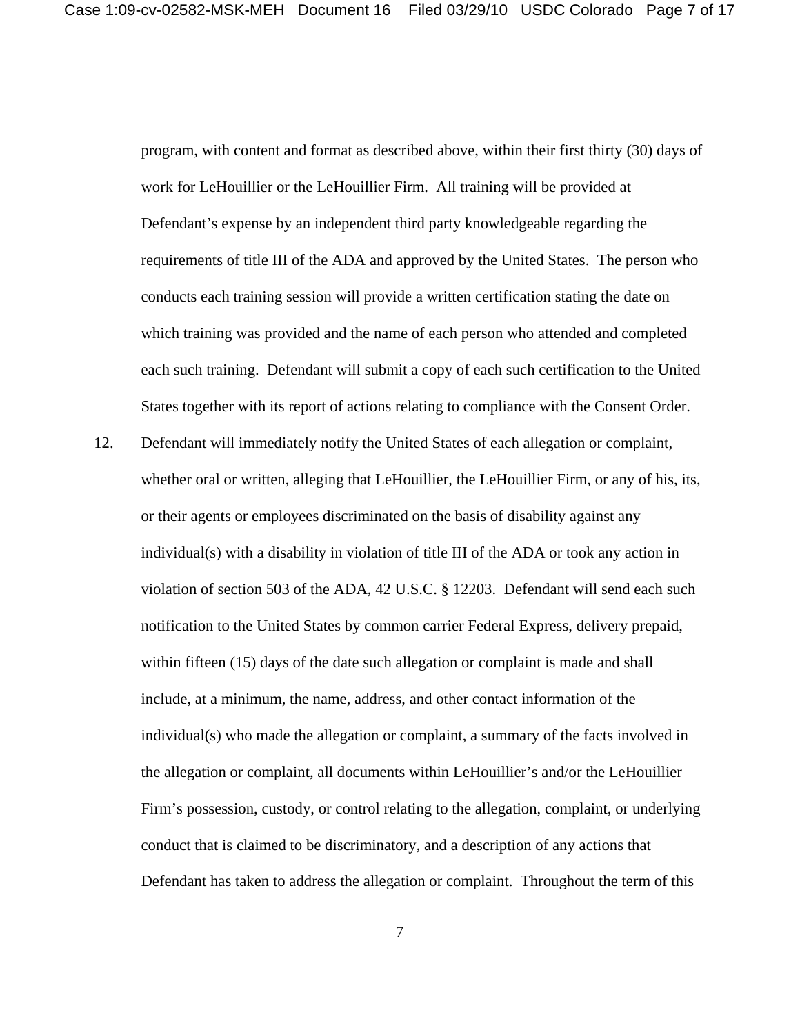program, with content and format as described above, within their first thirty (30) days of work for LeHouillier or the LeHouillier Firm. All training will be provided at Defendant's expense by an independent third party knowledgeable regarding the requirements of title III of the ADA and approved by the United States. The person who conducts each training session will provide a written certification stating the date on which training was provided and the name of each person who attended and completed each such training. Defendant will submit a copy of each such certification to the United States together with its report of actions relating to compliance with the Consent Order.

12. Defendant will immediately notify the United States of each allegation or complaint, whether oral or written, alleging that LeHouillier, the LeHouillier Firm, or any of his, its, or their agents or employees discriminated on the basis of disability against any individual(s) with a disability in violation of title III of the ADA or took any action in violation of section 503 of the ADA, 42 U.S.C. § 12203. Defendant will send each such notification to the United States by common carrier Federal Express, delivery prepaid, within fifteen (15) days of the date such allegation or complaint is made and shall include, at a minimum, the name, address, and other contact information of the individual(s) who made the allegation or complaint, a summary of the facts involved in the allegation or complaint, all documents within LeHouillier's and/or the LeHouillier Firm's possession, custody, or control relating to the allegation, complaint, or underlying conduct that is claimed to be discriminatory, and a description of any actions that Defendant has taken to address the allegation or complaint. Throughout the term of this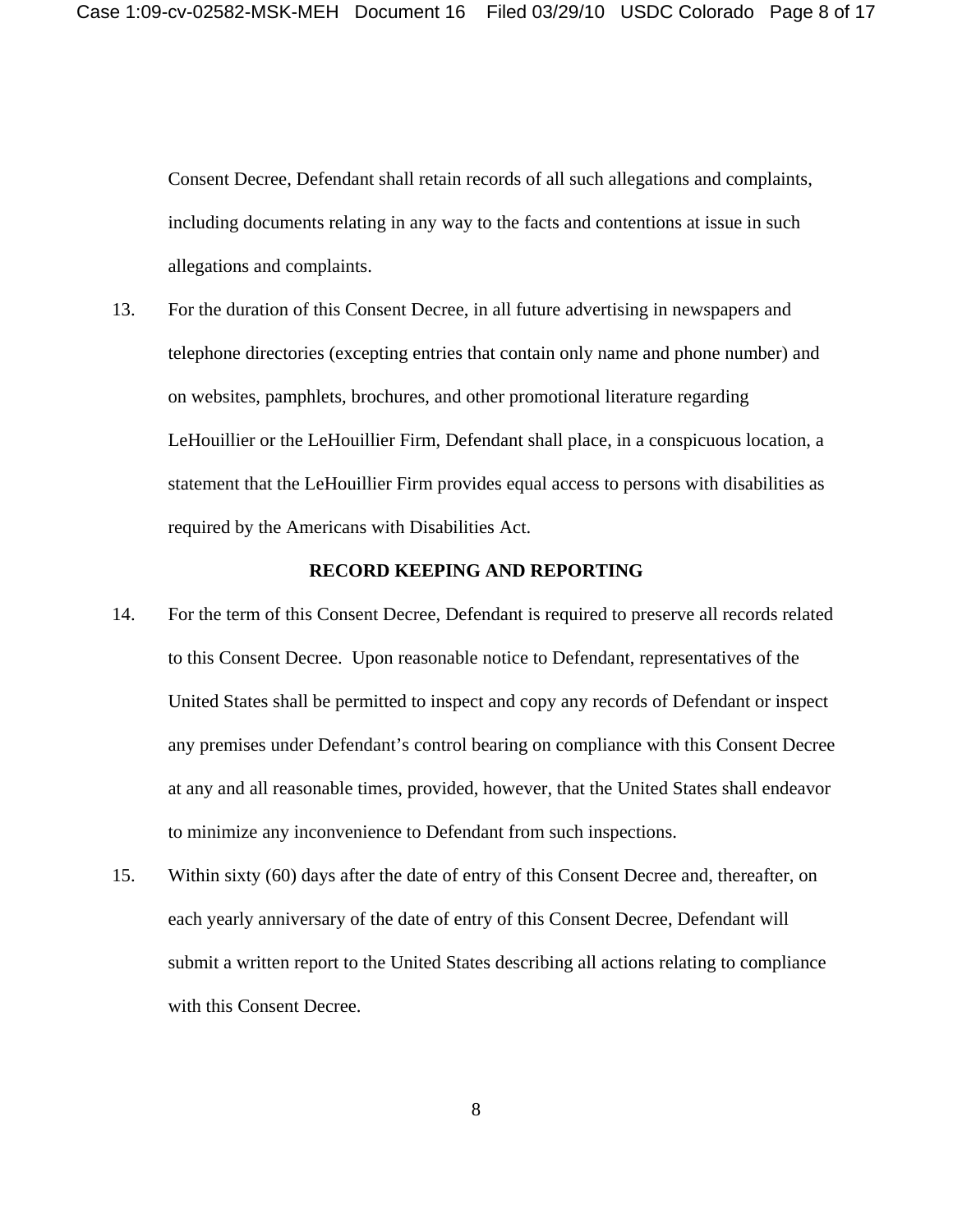Consent Decree, Defendant shall retain records of all such allegations and complaints, including documents relating in any way to the facts and contentions at issue in such allegations and complaints.

13. For the duration of this Consent Decree, in all future advertising in newspapers and telephone directories (excepting entries that contain only name and phone number) and on websites, pamphlets, brochures, and other promotional literature regarding LeHouillier or the LeHouillier Firm, Defendant shall place, in a conspicuous location, a statement that the LeHouillier Firm provides equal access to persons with disabilities as required by the Americans with Disabilities Act.

**RECORD KEEPING AND REPORTING**

14. For the term of this Consent Decree, Defendant is required to preserve all records related to this Consent Decree. Upon reasonable notice to Defendant, representatives of the United States shall be permitted to inspect and copy any records of Defendant or inspect any premises under Defendant's control bearing on compliance with this Consent Decree at any and all reasonable times, provided, however, that the United States shall endeavor to minimize any inconvenience to Defendant from such inspections.

15. Within sixty (60) days after the date of entry of this Consent Decree and, thereafter, on each yearly anniversary of the date of entry of this Consent Decree, Defendant will submit a written report to the United States describing all actions relating to compliance with this Consent Decree.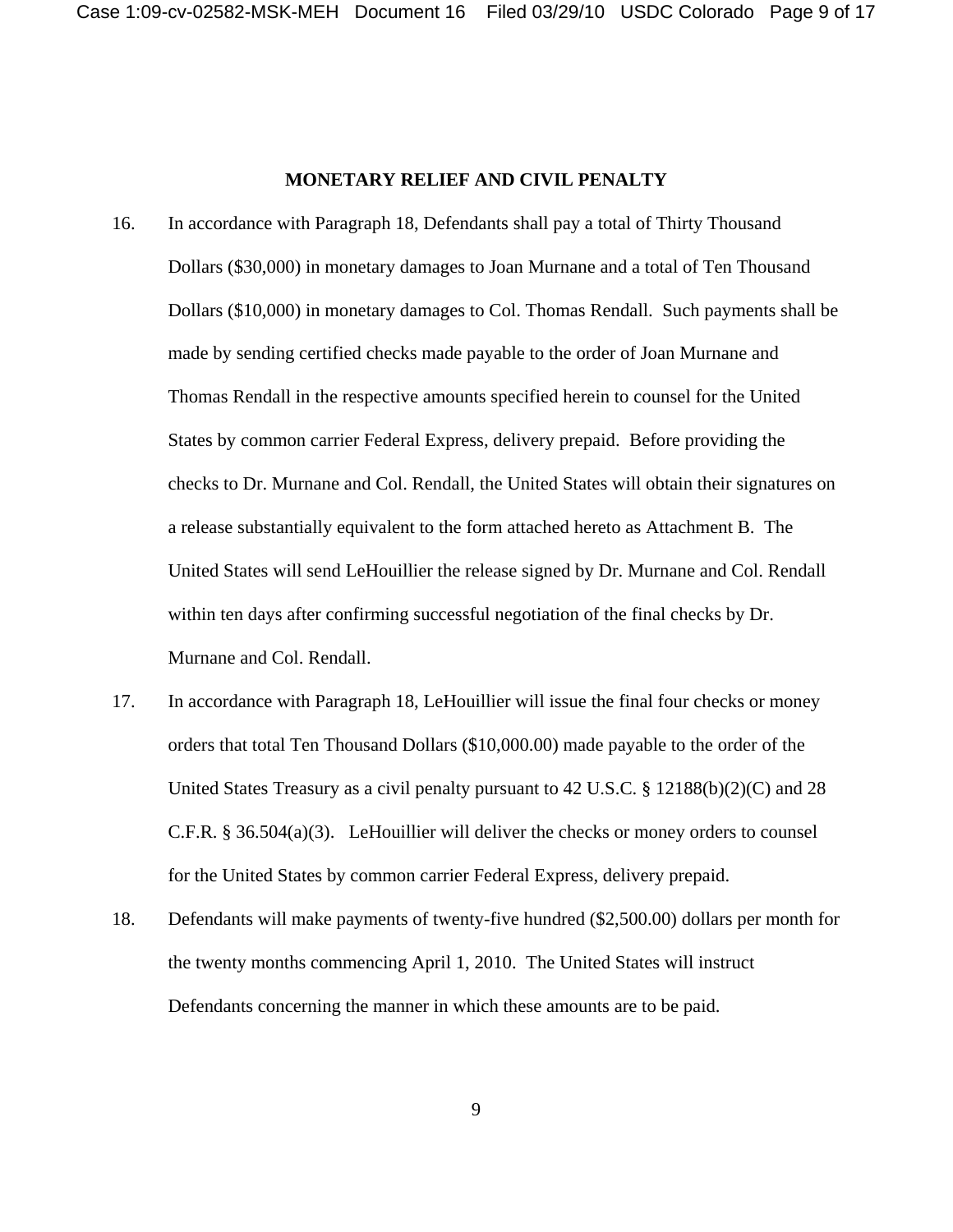## MONETARY RELIEF AND CIVIL PENALTY

16. In accordance with Paragraph 18, Defendants shall pay a total of Thirty Thousand Dollars ($30,000) in monetary damages to Joan Murnane and a total of Ten Thousand Dollars ($10,000) in monetary damages to Col. Thomas Rendall. Such payments shall be made by sending certified checks made payable to the order of Joan Murnane and Thomas Rendall in the respective amounts specified herein to counsel for the United States by common carrier Federal Express, delivery prepaid. Before providing the checks to Dr. Murnane and Col. Rendall, the United States will obtain their signatures on a release substantially equivalent to the form attached hereto as Attachment B. The United States will send LeHouillier the release signed by Dr. Murnane and Col. Rendall within ten days after confirming successful negotiation of the final checks by Dr. Murnane and Col. Rendall.

17. In accordance with Paragraph 18, LeHouillier will issue the final four checks or money orders that total Ten Thousand Dollars ($10,000.00) made payable to the order of the United States Treasury as a civil penalty pursuant to 42 U.S.C. § 12188(b)(2)(C) and 28 C.F.R. § 36.504(a)(3). LeHouillier will deliver the checks or money orders to counsel for the United States by common carrier Federal Express, delivery prepaid.

18. Defendants will make payments of twenty-five hundred ($2,500.00) dollars per month for the twenty months commencing April 1, 2010. The United States will instruct Defendants concerning the manner in which these amounts are to be paid.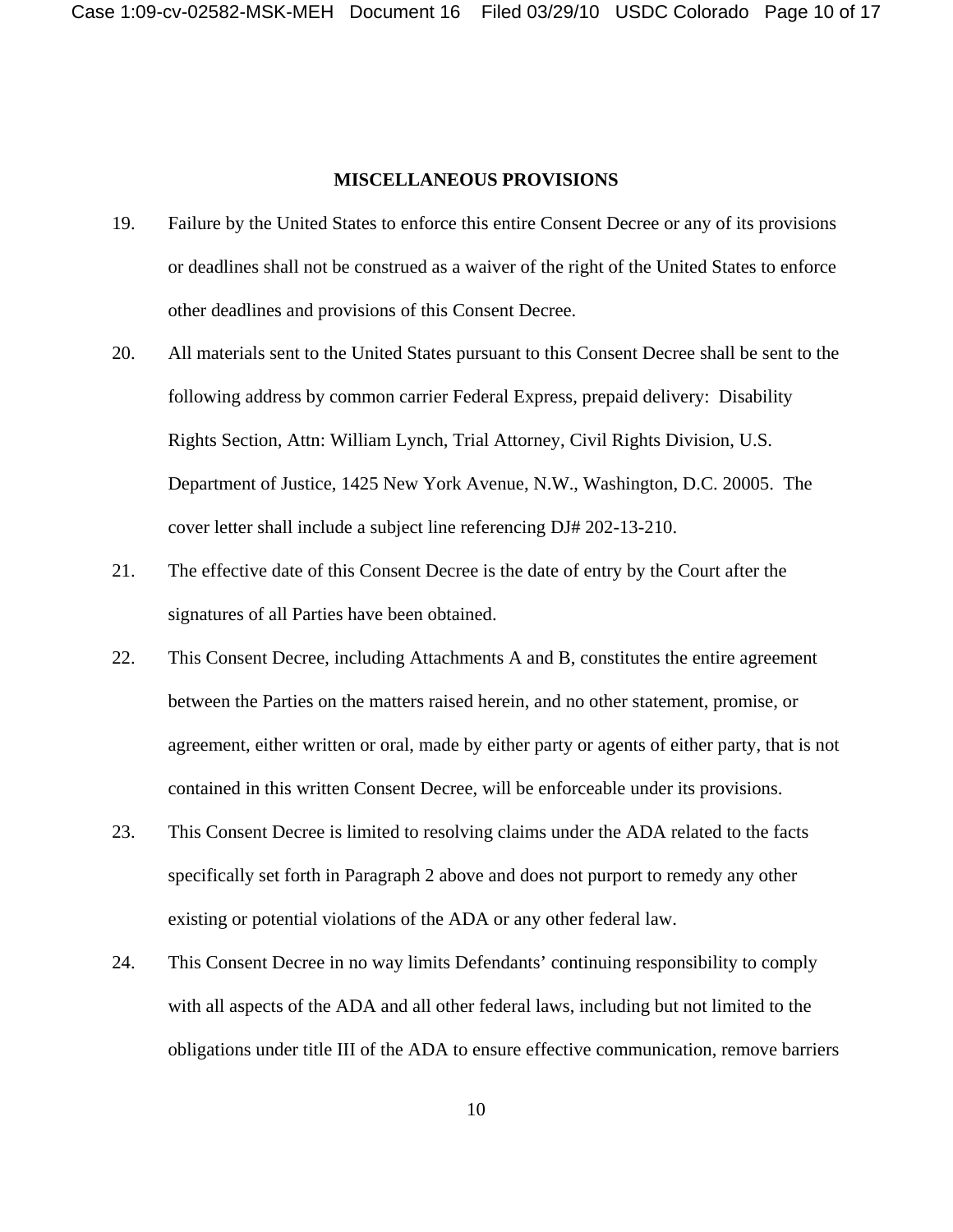**MISCELLANEOUS PROVISIONS**

19. Failure by the United States to enforce this entire Consent Decree or any of its provisions or deadlines shall not be construed as a waiver of the right of the United States to enforce other deadlines and provisions of this Consent Decree.

20. All materials sent to the United States pursuant to this Consent Decree shall be sent to the following address by common carrier Federal Express, prepaid delivery: Disability Rights Section, Attn: William Lynch, Trial Attorney, Civil Rights Division, U.S. Department of Justice, 1425 New York Avenue, N.W., Washington, D.C. 20005. The cover letter shall include a subject line referencing DJ# 202-13-210.

21. The effective date of this Consent Decree is the date of entry by the Court after the signatures of all Parties have been obtained.

22. This Consent Decree, including Attachments A and B, constitutes the entire agreement between the Parties on the matters raised herein, and no other statement, promise, or agreement, either written or oral, made by either party or agents of either party, that is not contained in this written Consent Decree, will be enforceable under its provisions.

23. This Consent Decree is limited to resolving claims under the ADA related to the facts specifically set forth in Paragraph 2 above and does not purport to remedy any other existing or potential violations of the ADA or any other federal law.

24. This Consent Decree in no way limits Defendants' continuing responsibility to comply with all aspects of the ADA and all other federal laws, including but not limited to the obligations under title III of the ADA to ensure effective communication, remove barriers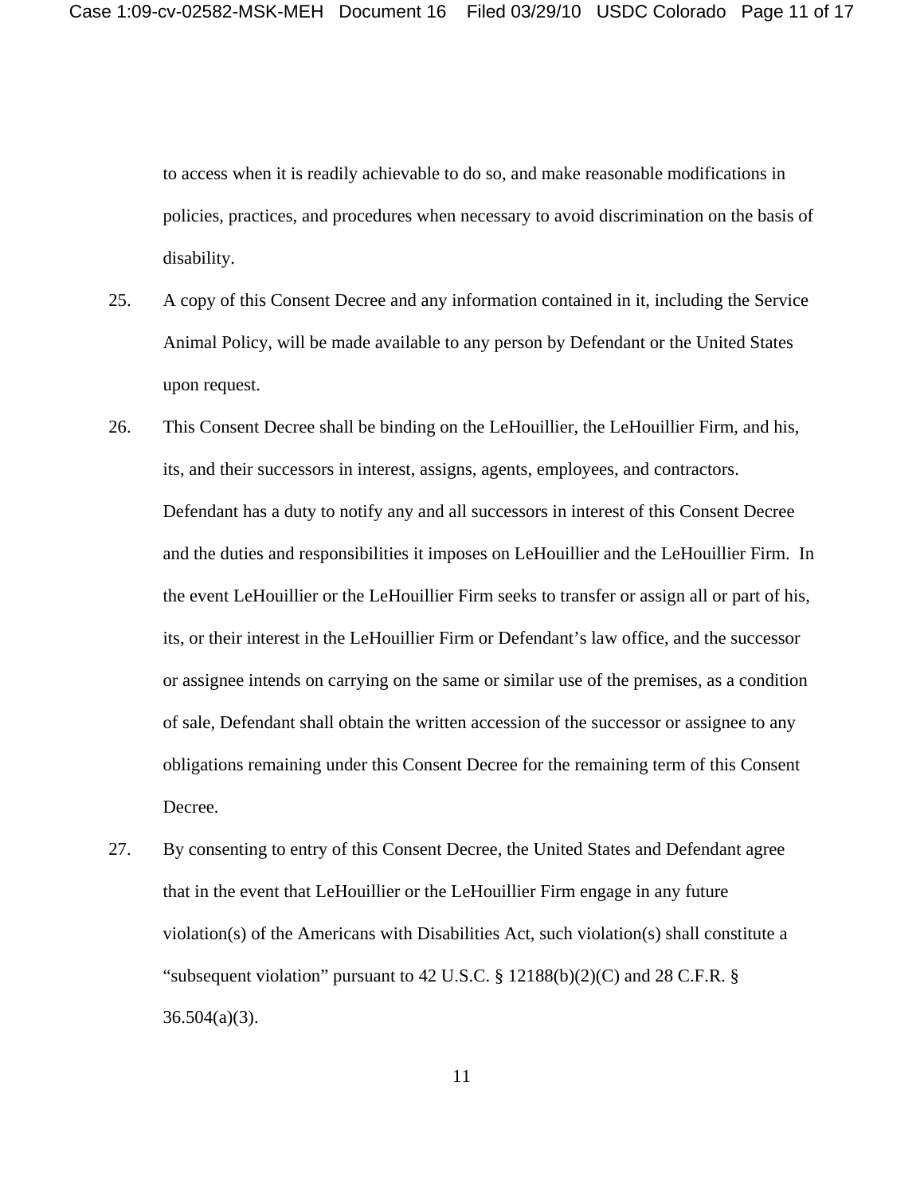to access when it is readily achievable to do so, and make reasonable modifications in policies, practices, and procedures when necessary to avoid discrimination on the basis of disability.

25. A copy of this Consent Decree and any information contained in it, including the Service Animal Policy, will be made available to any person by Defendant or the United States upon request.

26. This Consent Decree shall be binding on the LeHouillier, the LeHouillier Firm, and his, its, and their successors in interest, assigns, agents, employees, and contractors. Defendant has a duty to notify any and all successors in interest of this Consent Decree and the duties and responsibilities it imposes on LeHouillier and the LeHouillier Firm. In the event LeHouillier or the LeHouillier Firm seeks to transfer or assign all or part of his, its, or their interest in the LeHouillier Firm or Defendant's law office, and the successor or assignee intends on carrying on the same or similar use of the premises, as a condition of sale, Defendant shall obtain the written accession of the successor or assignee to any obligations remaining under this Consent Decree for the remaining term of this Consent Decree.

27. By consenting to entry of this Consent Decree, the United States and Defendant agree that in the event that LeHouillier or the LeHouillier Firm engage in any future violation(s) of the Americans with Disabilities Act, such violation(s) shall constitute a "subsequent violation" pursuant to 42 U.S.C. § 12188(b)(2)(C) and 28 C.F.R. § 36.504(a)(3).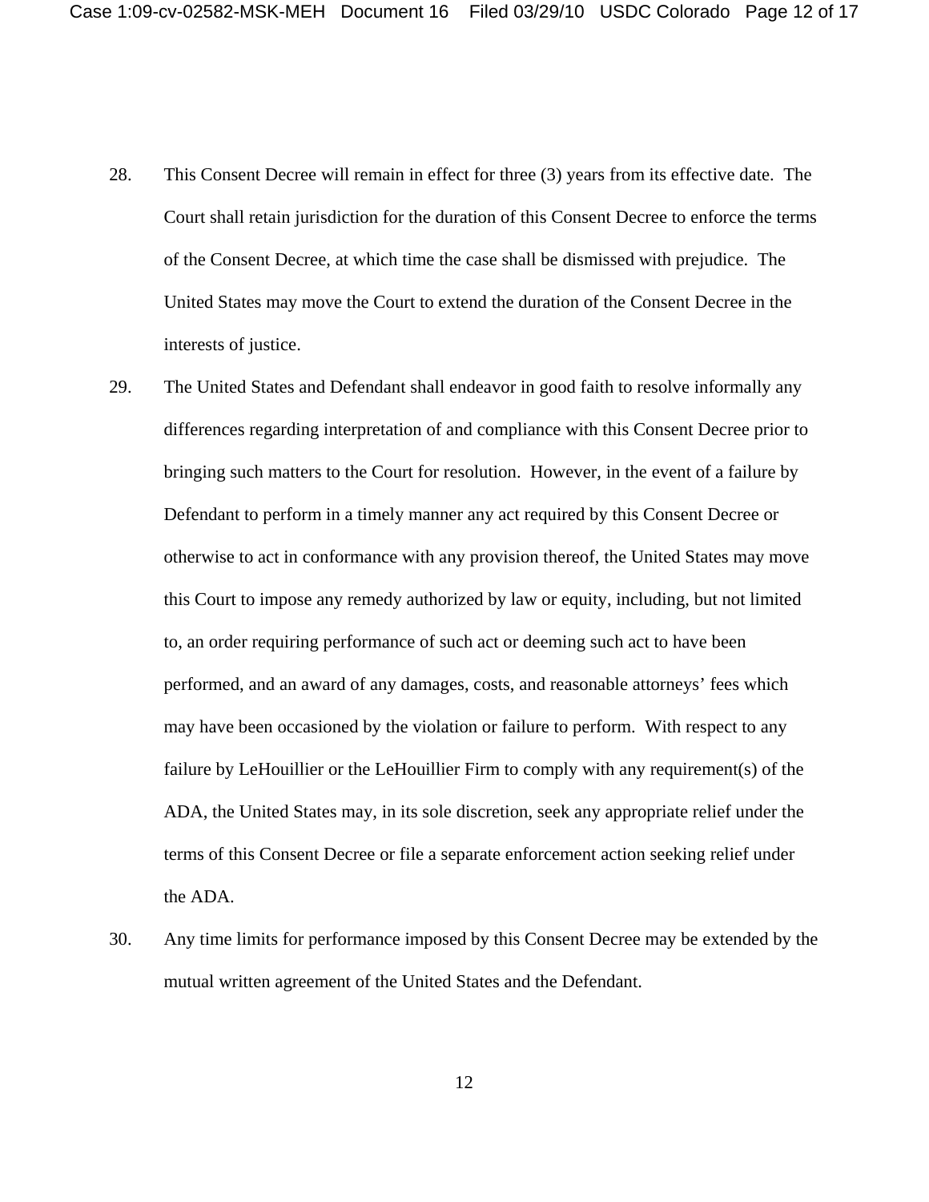28. This Consent Decree will remain in effect for three (3) years from its effective date. The Court shall retain jurisdiction for the duration of this Consent Decree to enforce the terms of the Consent Decree, at which time the case shall be dismissed with prejudice. The United States may move the Court to extend the duration of the Consent Decree in the interests of justice.

29. The United States and Defendant shall endeavor in good faith to resolve informally any differences regarding interpretation of and compliance with this Consent Decree prior to bringing such matters to the Court for resolution. However, in the event of a failure by Defendant to perform in a timely manner any act required by this Consent Decree or otherwise to act in conformance with any provision thereof, the United States may move this Court to impose any remedy authorized by law or equity, including, but not limited to, an order requiring performance of such act or deeming such act to have been performed, and an award of any damages, costs, and reasonable attorneys' fees which may have been occasioned by the violation or failure to perform. With respect to any failure by LeHouillier or the LeHouillier Firm to comply with any requirement(s) of the ADA, the United States may, in its sole discretion, seek any appropriate relief under the terms of this Consent Decree or file a separate enforcement action seeking relief under the ADA.

30. Any time limits for performance imposed by this Consent Decree may be extended by the mutual written agreement of the United States and the Defendant.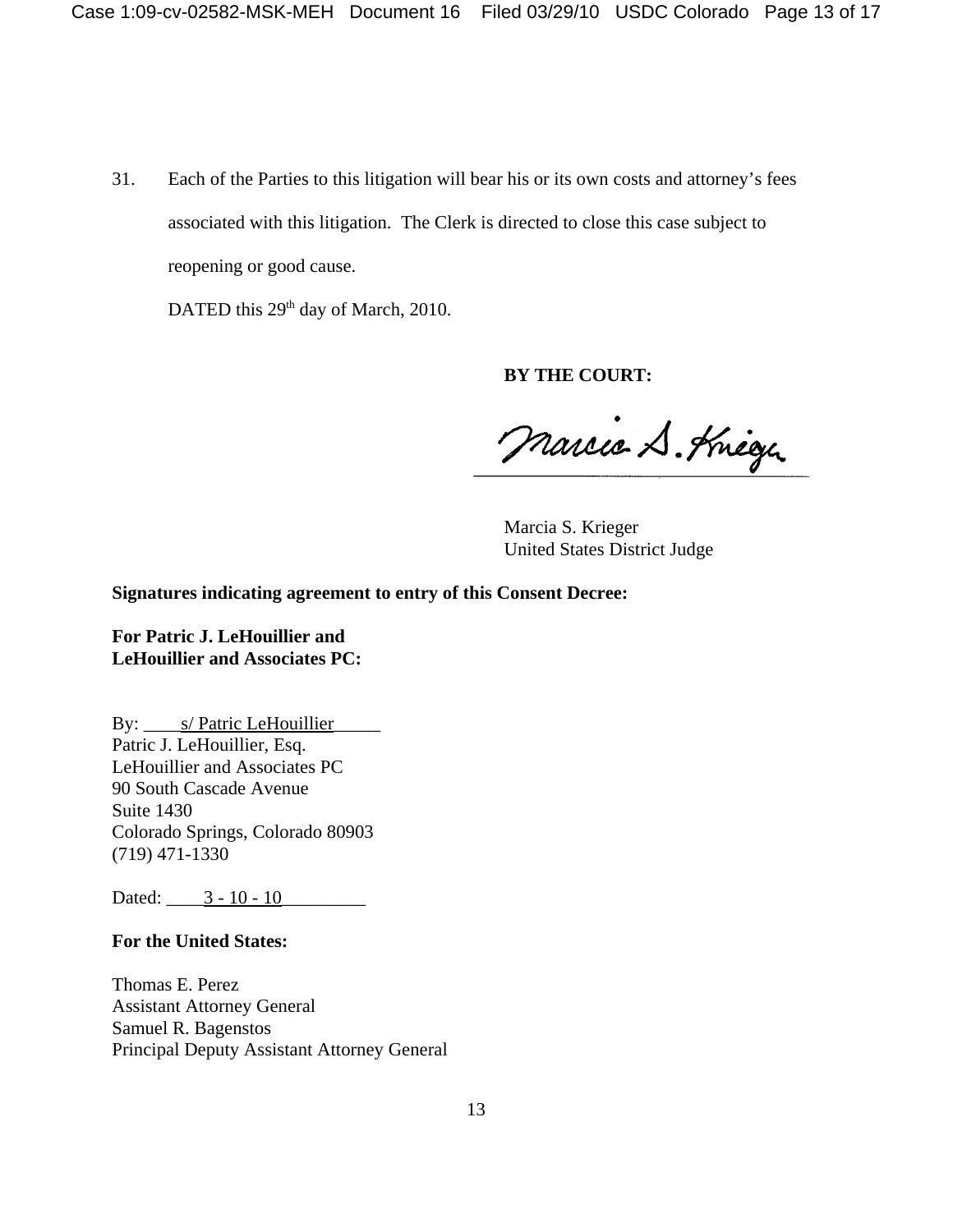31. Each of the Parties to this litigation will bear his or its own costs and attorney's fees associated with this litigation. The Clerk is directed to close this case subject to reopening or good cause.

DATED this 29th day of March, 2010.

**BY THE COURT:**

Marcia S. Krieger
United States District Judge

**Signatures indicating agreement to entry of this Consent Decree:**

**For Patric J. LeHouillier and LeHouillier and Associates PC:**

By: s/ Patric LeHouillier
Patric J. LeHouillier, Esq.
LeHouillier and Associates PC
90 South Cascade Avenue
Suite 1430
Colorado Springs, Colorado 80903
(719) 471-1330

Dated: 3 - 10 - 10

**For the United States:**

Thomas E. Perez
Assistant Attorney General
Samuel R. Bagenstos
Principal Deputy Assistant Attorney General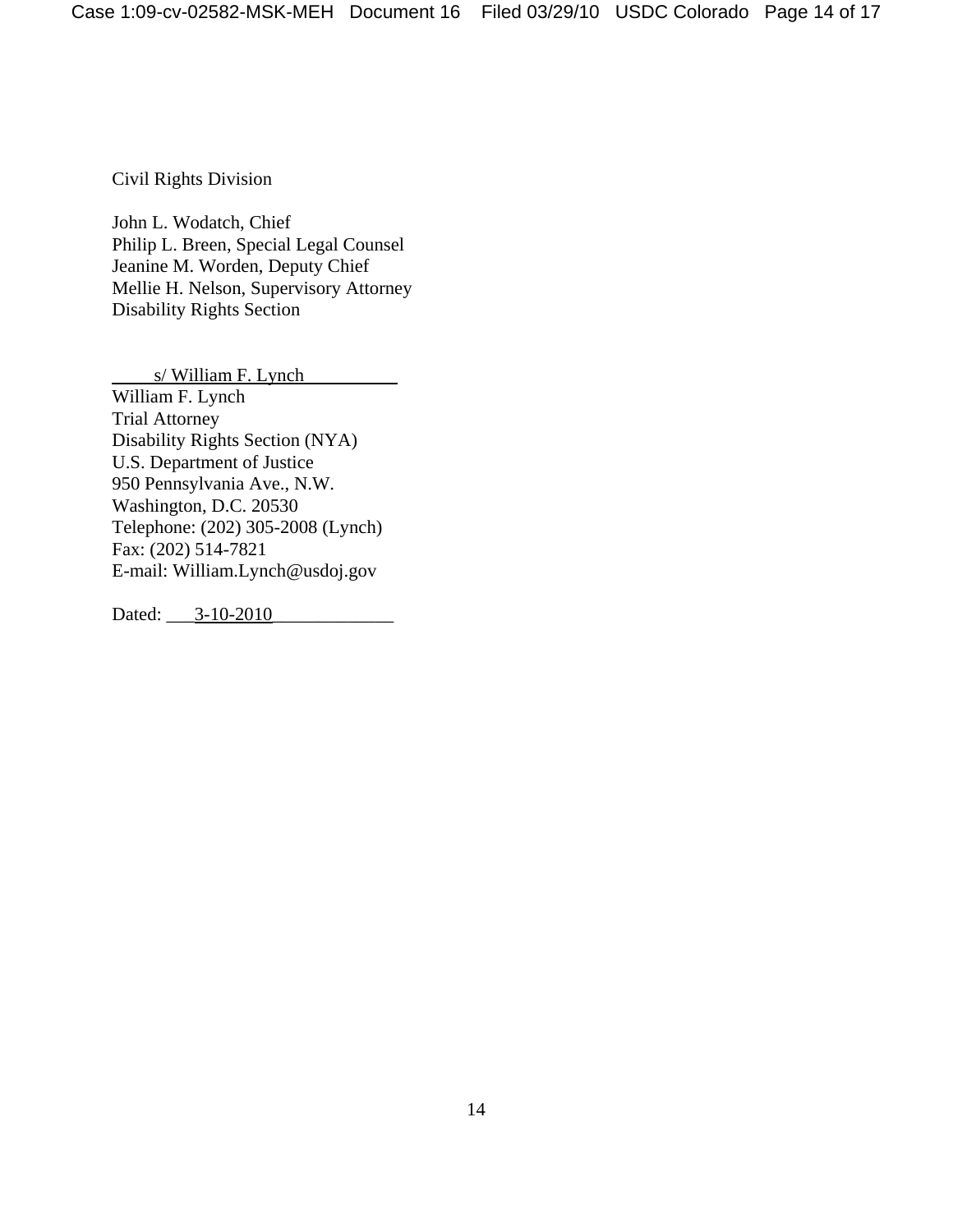Civil Rights Division

John L. Wodatch, Chief  
Philip L. Breen, Special Legal Counsel  
Jeanine M. Worden, Deputy Chief  
Mellie H. Nelson, Supervisory Attorney  
Disability Rights Section

s/ William F. Lynch  
William F. Lynch  
Trial Attorney  
Disability Rights Section (NYA)  
U.S. Department of Justice  
950 Pennsylvania Ave., N.W.  
Washington, D.C. 20530  
Telephone: (202) 305-2008 (Lynch)  
Fax: (202) 514-7821  
E-mail: William.Lynch@usdoj.gov

Dated: 3-10-2010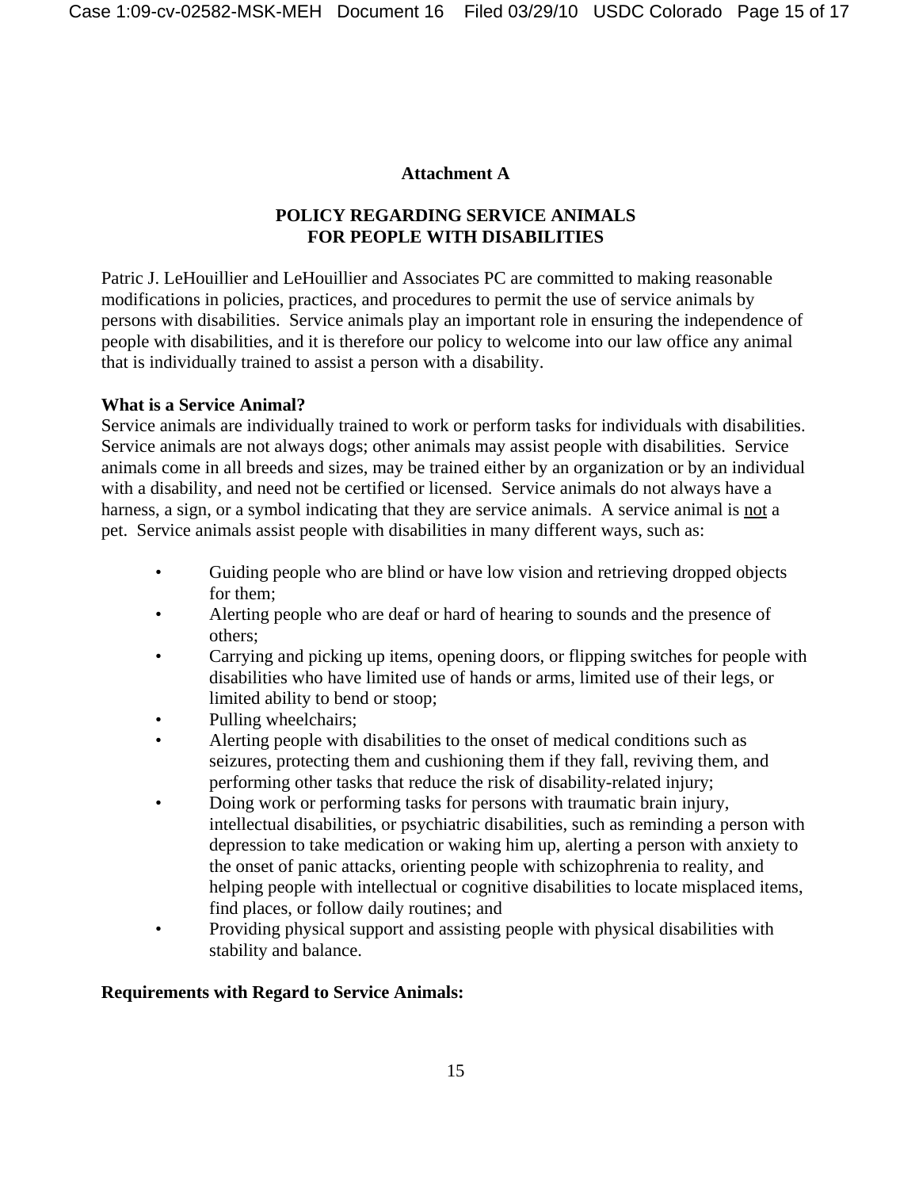**Attachment A**

**POLICY REGARDING SERVICE ANIMALS FOR PEOPLE WITH DISABILITIES**

Patric J. LeHouillier and LeHouillier and Associates PC are committed to making reasonable modifications in policies, practices, and procedures to permit the use of service animals by persons with disabilities. Service animals play an important role in ensuring the independence of people with disabilities, and it is therefore our policy to welcome into our law office any animal that is individually trained to assist a person with a disability.

**What is a Service Animal?**

Service animals are individually trained to work or perform tasks for individuals with disabilities. Service animals are not always dogs; other animals may assist people with disabilities. Service animals come in all breeds and sizes, may be trained either by an organization or by an individual with a disability, and need not be certified or licensed. Service animals do not always have a harness, a sign, or a symbol indicating that they are service animals. A service animal is <u>not</u> a pet. Service animals assist people with disabilities in many different ways, such as:

- Guiding people who are blind or have low vision and retrieving dropped objects for them;
- Alerting people who are deaf or hard of hearing to sounds and the presence of others;
- Carrying and picking up items, opening doors, or flipping switches for people with disabilities who have limited use of hands or arms, limited use of their legs, or limited ability to bend or stoop;
- Pulling wheelchairs;
- Alerting people with disabilities to the onset of medical conditions such as seizures, protecting them and cushioning them if they fall, reviving them, and performing other tasks that reduce the risk of disability-related injury;
- Doing work or performing tasks for persons with traumatic brain injury, intellectual disabilities, or psychiatric disabilities, such as reminding a person with depression to take medication or waking him up, alerting a person with anxiety to the onset of panic attacks, orienting people with schizophrenia to reality, and helping people with intellectual or cognitive disabilities to locate misplaced items, find places, or follow daily routines; and
- Providing physical support and assisting people with physical disabilities with stability and balance.

**Requirements with Regard to Service Animals:**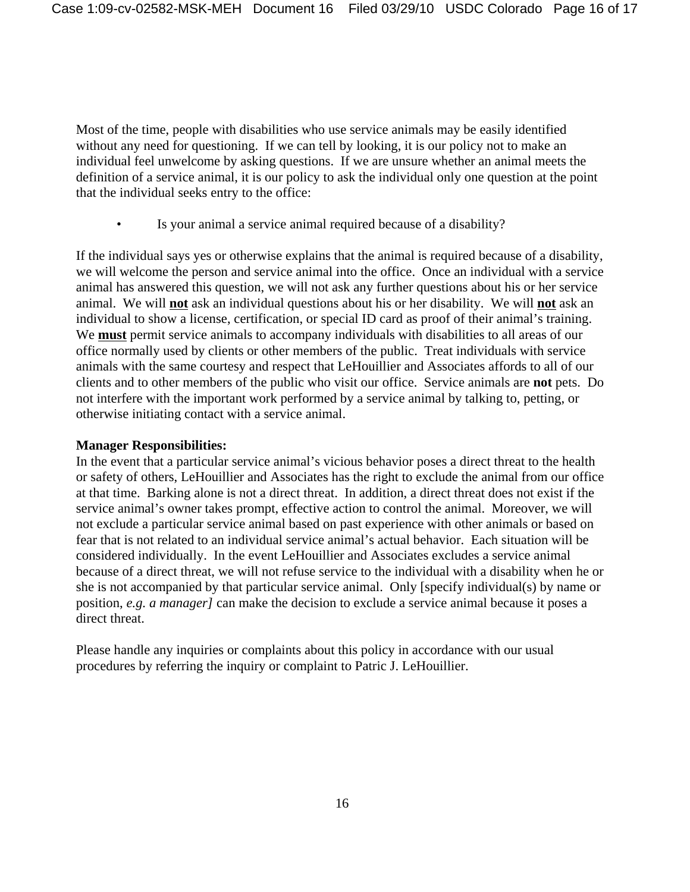Most of the time, people with disabilities who use service animals may be easily identified without any need for questioning. If we can tell by looking, it is our policy not to make an individual feel unwelcome by asking questions. If we are unsure whether an animal meets the definition of a service animal, it is our policy to ask the individual only one question at the point that the individual seeks entry to the office:

- Is your animal a service animal required because of a disability?

If the individual says yes or otherwise explains that the animal is required because of a disability, we will welcome the person and service animal into the office. Once an individual with a service animal has answered this question, we will not ask any further questions about his or her service animal. We will **not** ask an individual questions about his or her disability. We will **not** ask an individual to show a license, certification, or special ID card as proof of their animal's training. We **must** permit service animals to accompany individuals with disabilities to all areas of our office normally used by clients or other members of the public. Treat individuals with service animals with the same courtesy and respect that LeHouillier and Associates affords to all of our clients and to other members of the public who visit our office. Service animals are **not** pets. Do not interfere with the important work performed by a service animal by talking to, petting, or otherwise initiating contact with a service animal.

**Manager Responsibilities:**

In the event that a particular service animal's vicious behavior poses a direct threat to the health or safety of others, LeHouillier and Associates has the right to exclude the animal from our office at that time. Barking alone is not a direct threat. In addition, a direct threat does not exist if the service animal's owner takes prompt, effective action to control the animal. Moreover, we will not exclude a particular service animal based on past experience with other animals or based on fear that is not related to an individual service animal's actual behavior. Each situation will be considered individually. In the event LeHouillier and Associates excludes a service animal because of a direct threat, we will not refuse service to the individual with a disability when he or she is not accompanied by that particular service animal. Only [specify individual(s) by name or position, *e.g. a manager]* can make the decision to exclude a service animal because it poses a direct threat.

Please handle any inquiries or complaints about this policy in accordance with our usual procedures by referring the inquiry or complaint to Patric J. LeHouillier.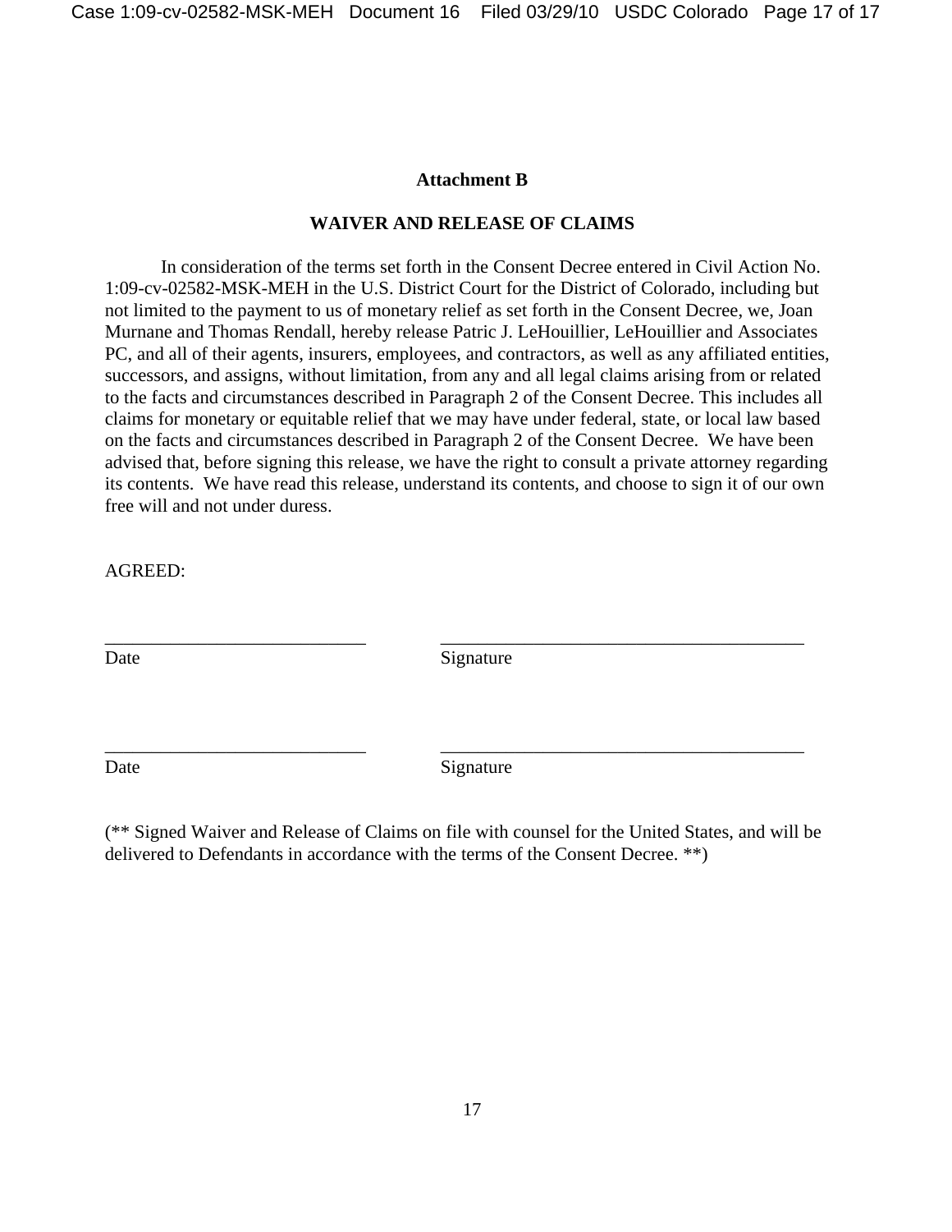**Attachment B**

**WAIVER AND RELEASE OF CLAIMS**

In consideration of the terms set forth in the Consent Decree entered in Civil Action No. 1:09-cv-02582-MSK-MEH in the U.S. District Court for the District of Colorado, including but not limited to the payment to us of monetary relief as set forth in the Consent Decree, we, Joan Murnane and Thomas Rendall, hereby release Patric J. LeHouillier, LeHouillier and Associates PC, and all of their agents, insurers, employees, and contractors, as well as any affiliated entities, successors, and assigns, without limitation, from any and all legal claims arising from or related to the facts and circumstances described in Paragraph 2 of the Consent Decree. This includes all claims for monetary or equitable relief that we may have under federal, state, or local law based on the facts and circumstances described in Paragraph 2 of the Consent Decree. We have been advised that, before signing this release, we have the right to consult a private attorney regarding its contents. We have read this release, understand its contents, and choose to sign it of our own free will and not under duress.

AGREED:

\_\_\_\_\_\_\_\_\_\_\_\_\_\_\_\_\_\_\_\_\_\_\_\_\_\_\_\_ \_\_\_\_\_\_\_\_\_\_\_\_\_\_\_\_\_\_\_\_\_\_\_\_\_\_\_\_\_\_\_\_\_\_\_\_\_\_\_
Date Signature

\_\_\_\_\_\_\_\_\_\_\_\_\_\_\_\_\_\_\_\_\_\_\_\_\_\_\_\_ \_\_\_\_\_\_\_\_\_\_\_\_\_\_\_\_\_\_\_\_\_\_\_\_\_\_\_\_\_\_\_\_\_\_\_\_\_\_\_
Date Signature

(** Signed Waiver and Release of Claims on file with counsel for the United States, and will be delivered to Defendants in accordance with the terms of the Consent Decree. **)